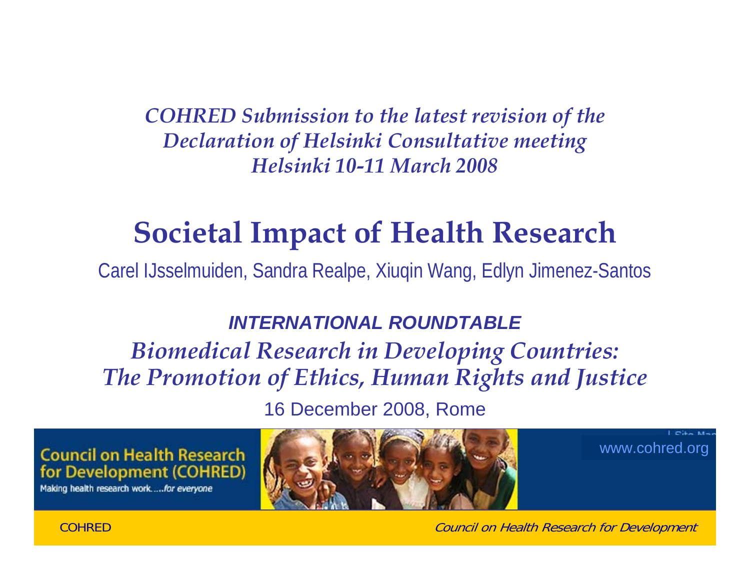*COHRED Submission to the latest revision of the Declaration of Helsinki Consultative meeting Helsinki 10-11 March 2008*

# Societal Impact of Health Research

Carel IJsselmuiden, Sandra Realpe, Xiuqin Wang, Edlyn Jimenez-Santos

***INTERNATIONAL ROUNDTABLE***

*Biomedical Research in Developing Countries: The Promotion of Ethics, Human Rights and Justice*

16 December 2008, Rome

Council on Health Research for Development (COHRED)

*Making health research work.....for everyone*

www.cohred.org

COHRED

*Council on Health Research for Development*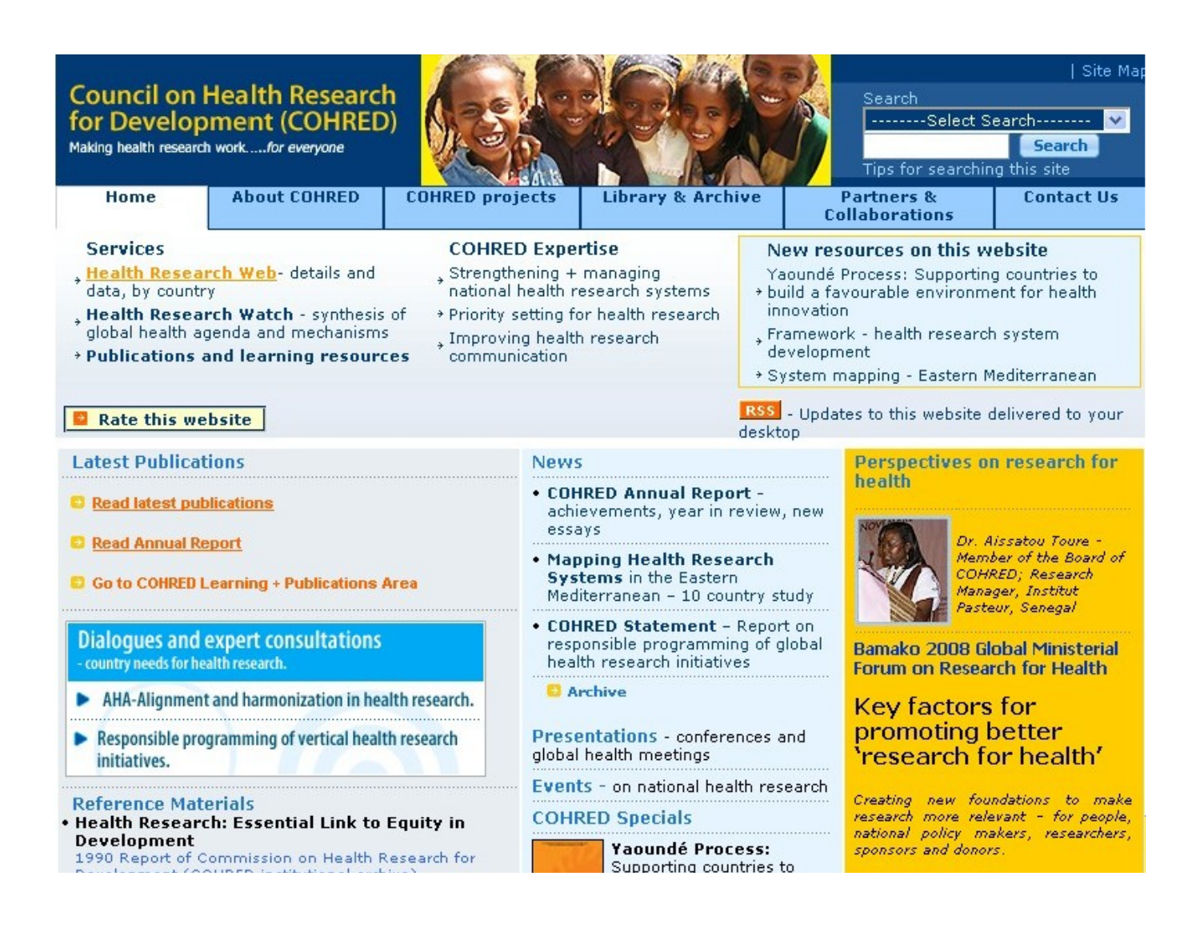# Council on Health Research for Development (COHRED)

Making health research work.....*for everyone*

| Site Map

Search

--------Select Search--------

Search

Tips for searching this site

Home | About COHRED | COHRED projects | Library & Archive | Partners & Collaborations | Contact Us

## Services

- **Health Research Web**- details and data, by country
- **Health Research Watch** - synthesis of global health agenda and mechanisms
- **Publications and learning resources**

## COHRED Expertise

- Strengthening + managing national health research systems
- Priority setting for health research
- Improving health research communication

## New resources on this website

- Yaoundé Process: Supporting countries to build a favourable environment for health innovation
- Framework - health research system development
- System mapping - Eastern Mediterranean

**Rate this website**

RSS - Updates to this website delivered to your desktop

## Latest Publications

- Read latest publications
- Read Annual Report
- Go to COHRED Learning + Publications Area

### Dialogues and expert consultations

- country needs for health research.

- AHA-Alignment and harmonization in health research.
- Responsible programming of vertical health research initiatives.

## Reference Materials

- **Health Research: Essential Link to Equity in Development**
  1990 Report of Commission on Health Research for Development (COHRED institutional archive)

## News

- **COHRED Annual Report** - achievements, year in review, new essays
- **Mapping Health Research Systems** in the Eastern Mediterranean – 10 country study
- **COHRED Statement** – Report on responsible programming of global health research initiatives

**Archive**

**Presentations** - conferences and global health meetings

**Events** - on national health research

**COHRED Specials**

**Yaoundé Process:** Supporting countries to

## Perspectives on research for health

*Dr. Aissatou Toure - Member of the Board of COHRED; Research Manager, Institut Pasteur, Senegal*

**Bamako 2008 Global Ministerial Forum on Research for Health**

## Key factors for promoting better 'research for health'

*Creating new foundations to make research more relevant - for people, national policy makers, researchers, sponsors and donors.*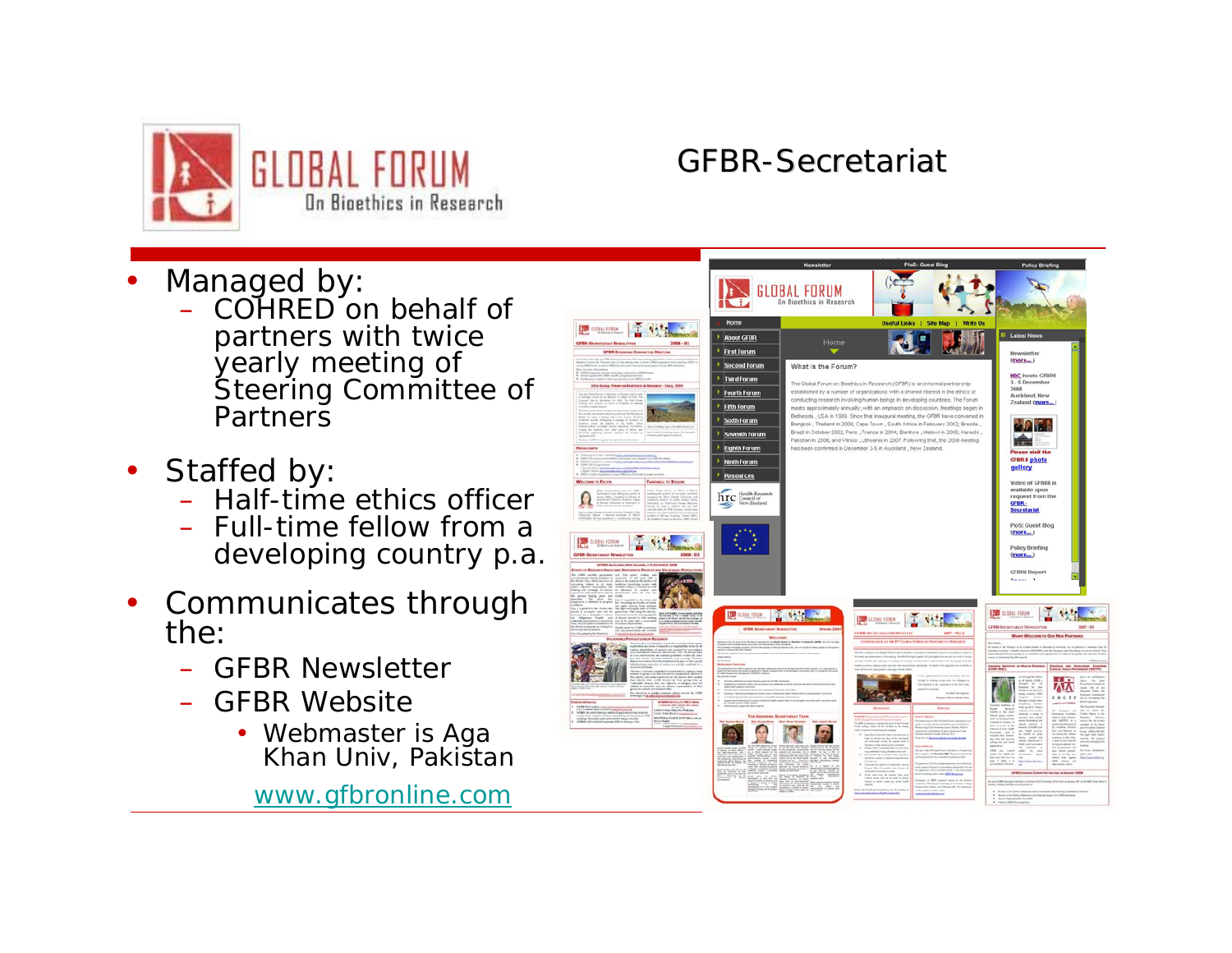# GFBR-Secretariat

- Managed by:
  - COHRED on behalf of partners with twice yearly meeting of Steering Committee of Partners
- Staffed by:
  - Half-time ethics officer
  - Full-time fellow from a developing country p.a.
- Communicates through the:
  - GFBR Newsletter
  - GFBR Website
    - Webmaster is Aga Khan Univ, Pakistan

www.gfbronline.com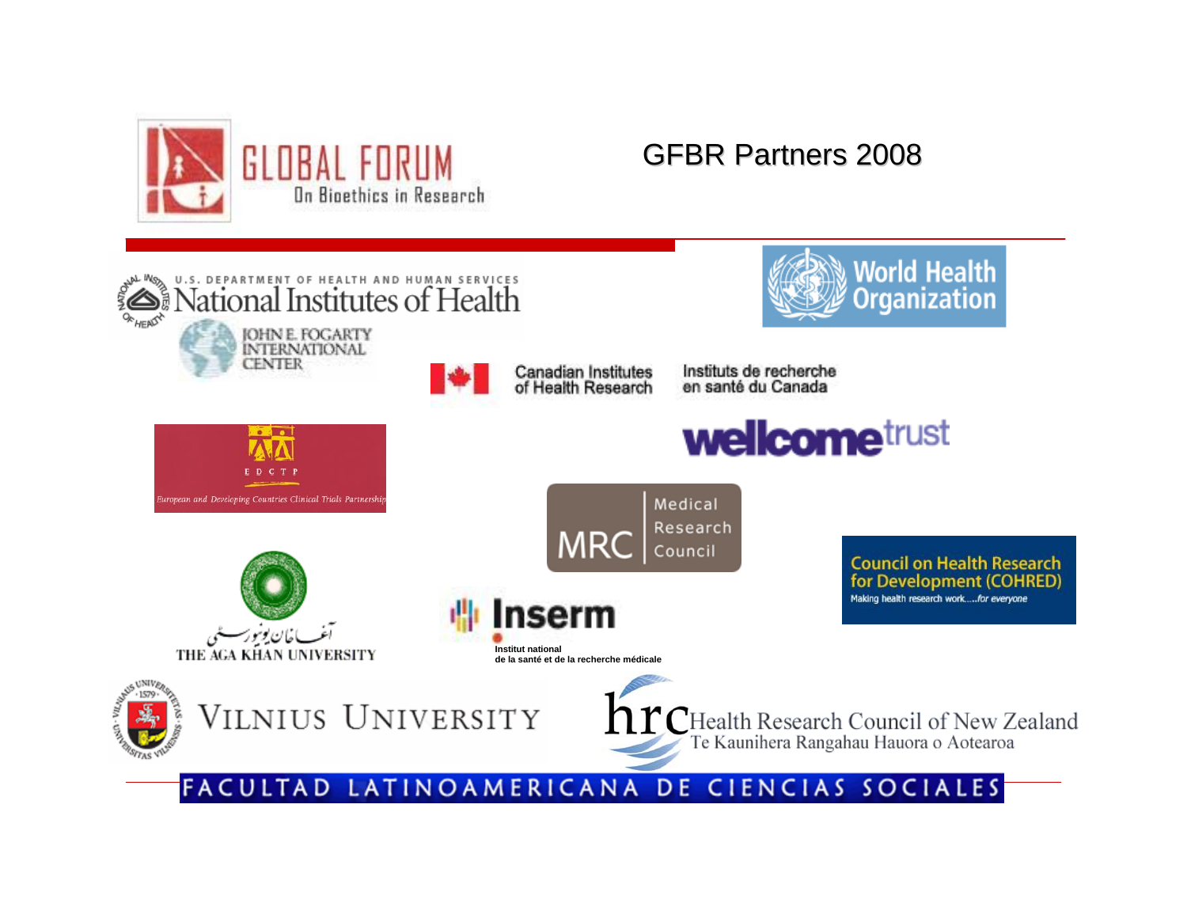GLOBAL FORUM On Bioethics in Research

# GFBR Partners 2008

U.S. DEPARTMENT OF HEALTH AND HUMAN SERVICES
National Institutes of Health

JOHN E. FOGARTY INTERNATIONAL CENTER

World Health Organization

Canadian Institutes of Health Research

Instituts de recherche en santé du Canada

EDCTP

European and Developing Countries Clinical Trials Partnership

wellcome trust

MRC Medical Research Council

Council on Health Research for Development (COHRED)

Making health research work.....for everyone

آغا خان یونیورسٹی

THE AGA KHAN UNIVERSITY

Inserm

Institut national de la santé et de la recherche médicale

VILNIUS UNIVERSITY

hrc Health Research Council of New Zealand

Te Kaunihera Rangahau Hauora o Aotearoa

FACULTAD LATINOAMERICANA DE CIENCIAS SOCIALES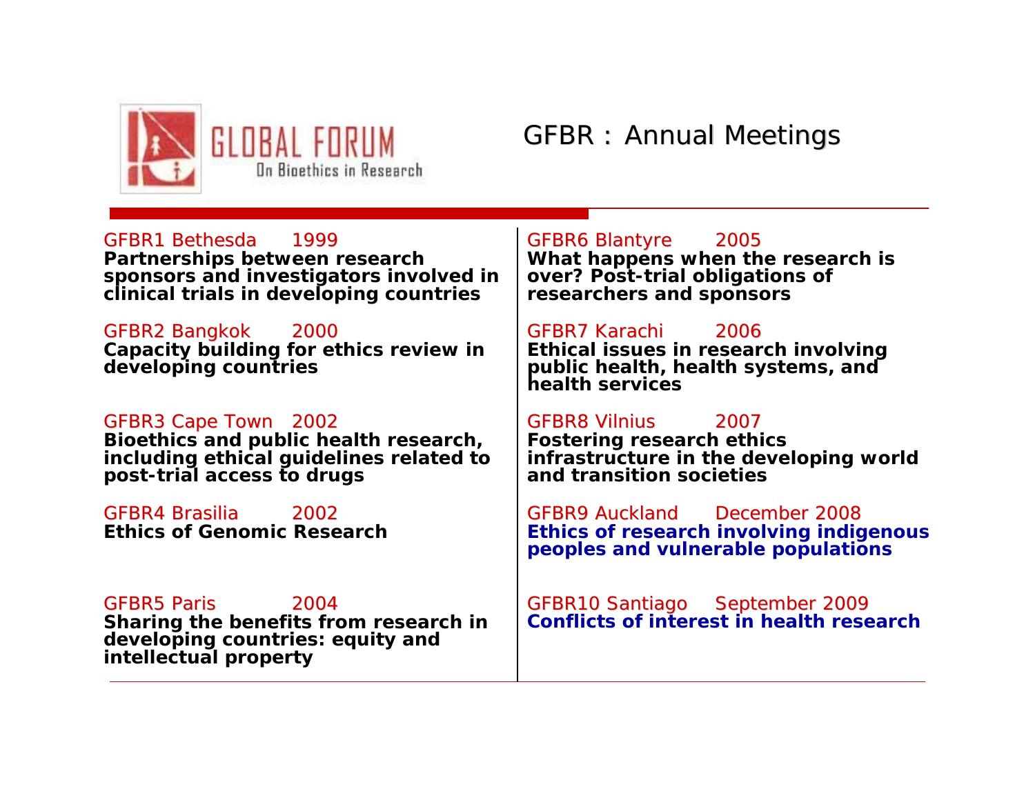# GFBR : Annual Meetings

GLOBAL FORUM On Bioethics in Research

GFBR1 Bethesda 1999
**Partnerships between research sponsors and investigators involved in clinical trials in developing countries**

GFBR2 Bangkok 2000
**Capacity building for ethics review in developing countries**

GFBR3 Cape Town 2002
**Bioethics and public health research, including ethical guidelines related to post-trial access to drugs**

GFBR4 Brasilia 2002
**Ethics of Genomic Research**

GFBR5 Paris 2004
**Sharing the benefits from research in developing countries: equity and intellectual property**

GFBR6 Blantyre 2005
**What happens when the research is over? Post-trial obligations of researchers and sponsors**

GFBR7 Karachi 2006
**Ethical issues in research involving public health, health systems, and health services**

GFBR8 Vilnius 2007
**Fostering research ethics infrastructure in the developing world and transition societies**

GFBR9 Auckland December 2008
**Ethics of research involving indigenous peoples and vulnerable populations**

GFBR10 Santiago September 2009
**Conflicts of interest in health research**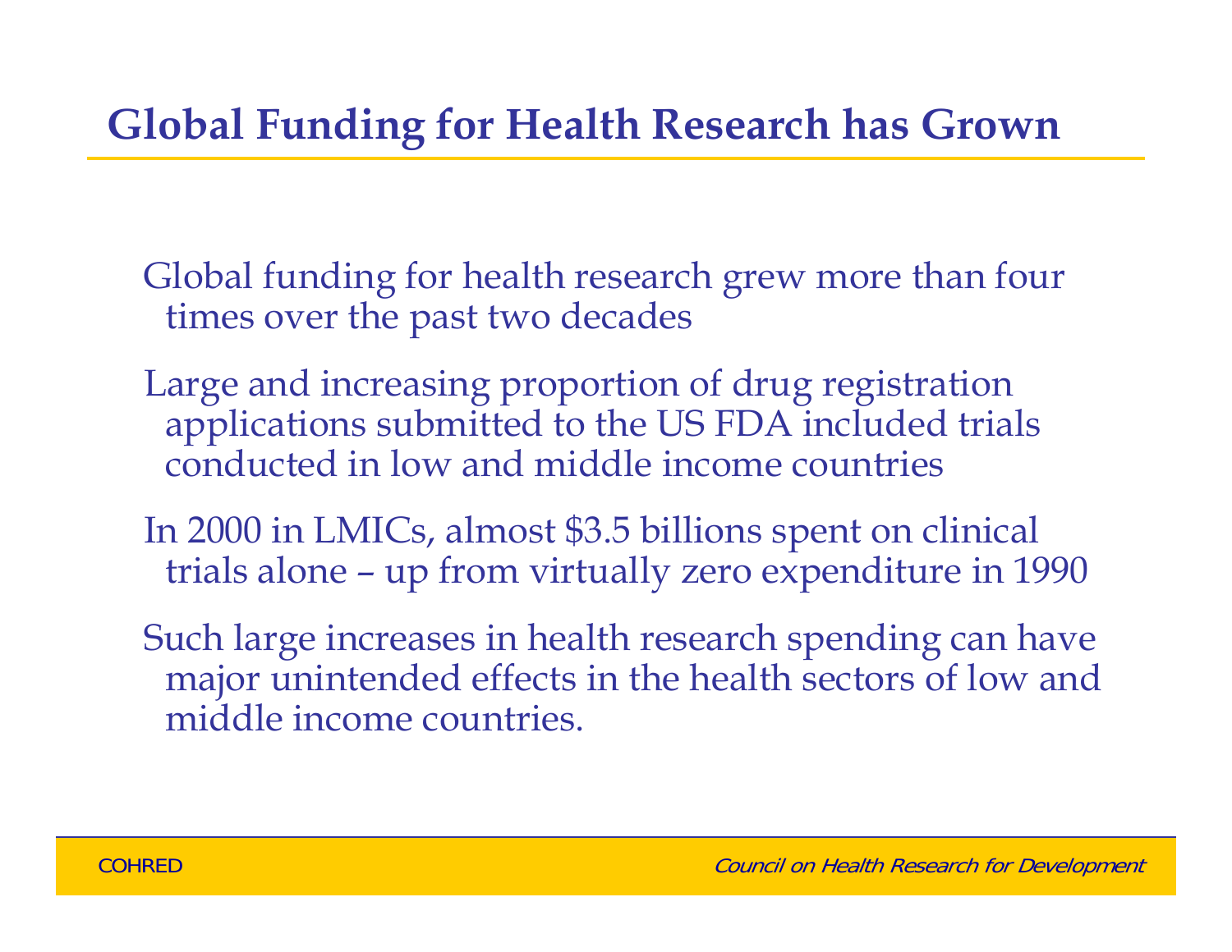## Global Funding for Health Research has Grown

Global funding for health research grew more than four times over the past two decades

Large and increasing proportion of drug registration applications submitted to the US FDA included trials conducted in low and middle income countries

In 2000 in LMICs, almost $3.5 billions spent on clinical trials alone – up from virtually zero expenditure in 1990

Such large increases in health research spending can have major unintended effects in the health sectors of low and middle income countries.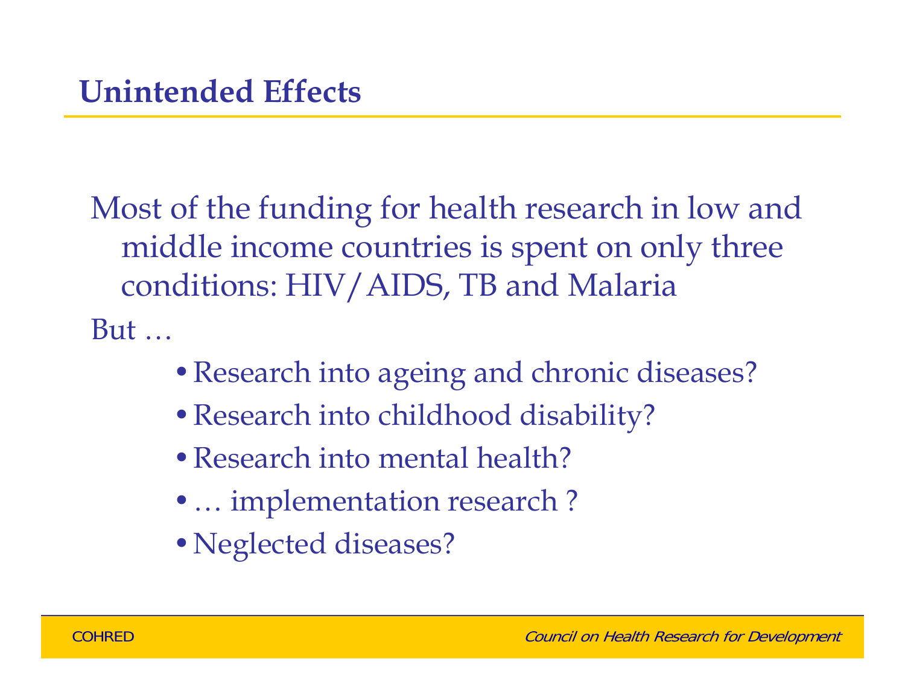## Unintended Effects

Most of the funding for health research in low and middle income countries is spent on only three conditions: HIV/AIDS, TB and Malaria

But …

- Research into ageing and chronic diseases?
- Research into childhood disability?
- Research into mental health?
- … implementation research ?
- Neglected diseases?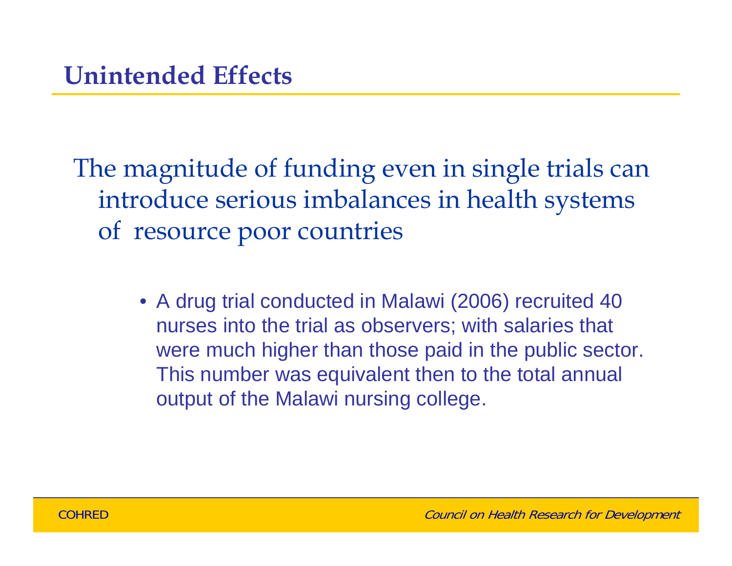## Unintended Effects

The magnitude of funding even in single trials can introduce serious imbalances in health systems of resource poor countries

- A drug trial conducted in Malawi (2006) recruited 40 nurses into the trial as observers; with salaries that were much higher than those paid in the public sector. This number was equivalent then to the total annual output of the Malawi nursing college.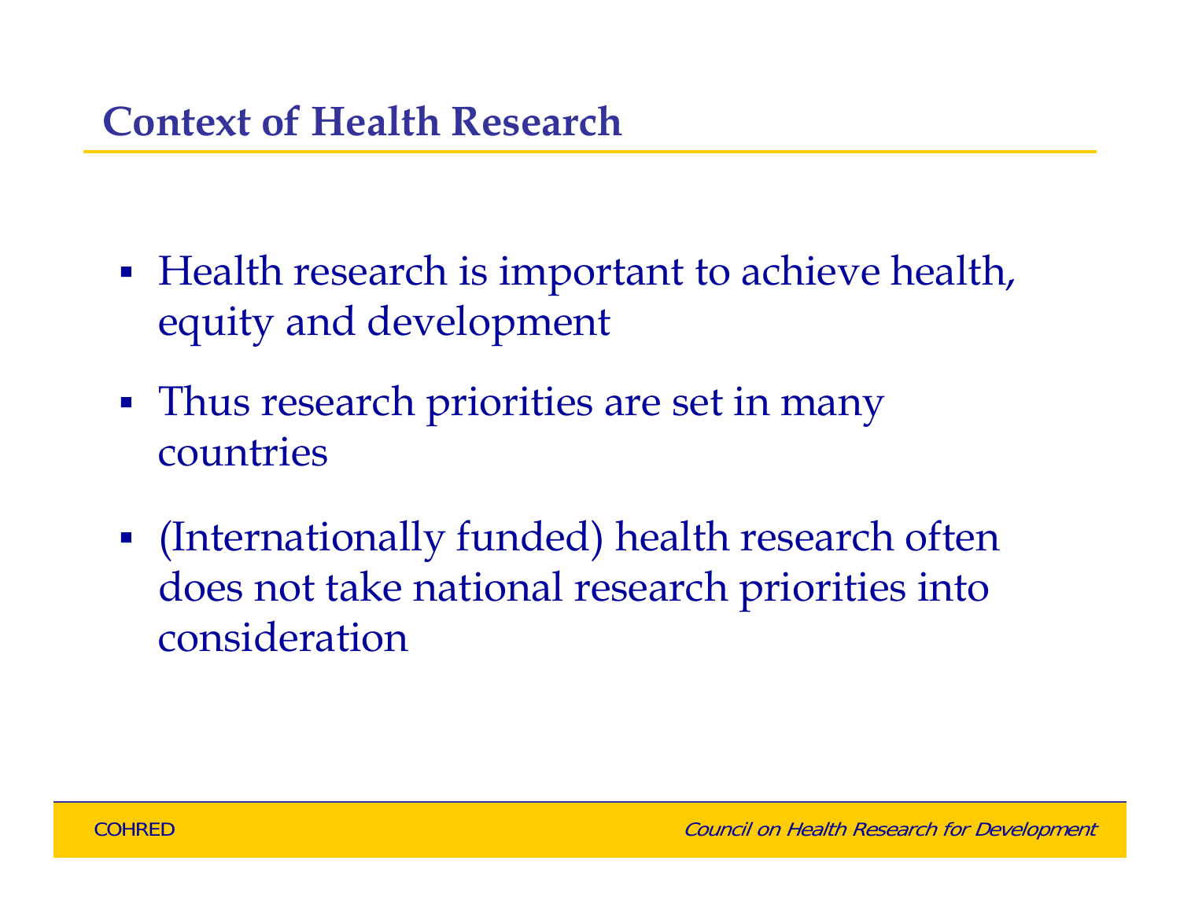## Context of Health Research

- Health research is important to achieve health, equity and development
- Thus research priorities are set in many countries
- (Internationally funded) health research often does not take national research priorities into consideration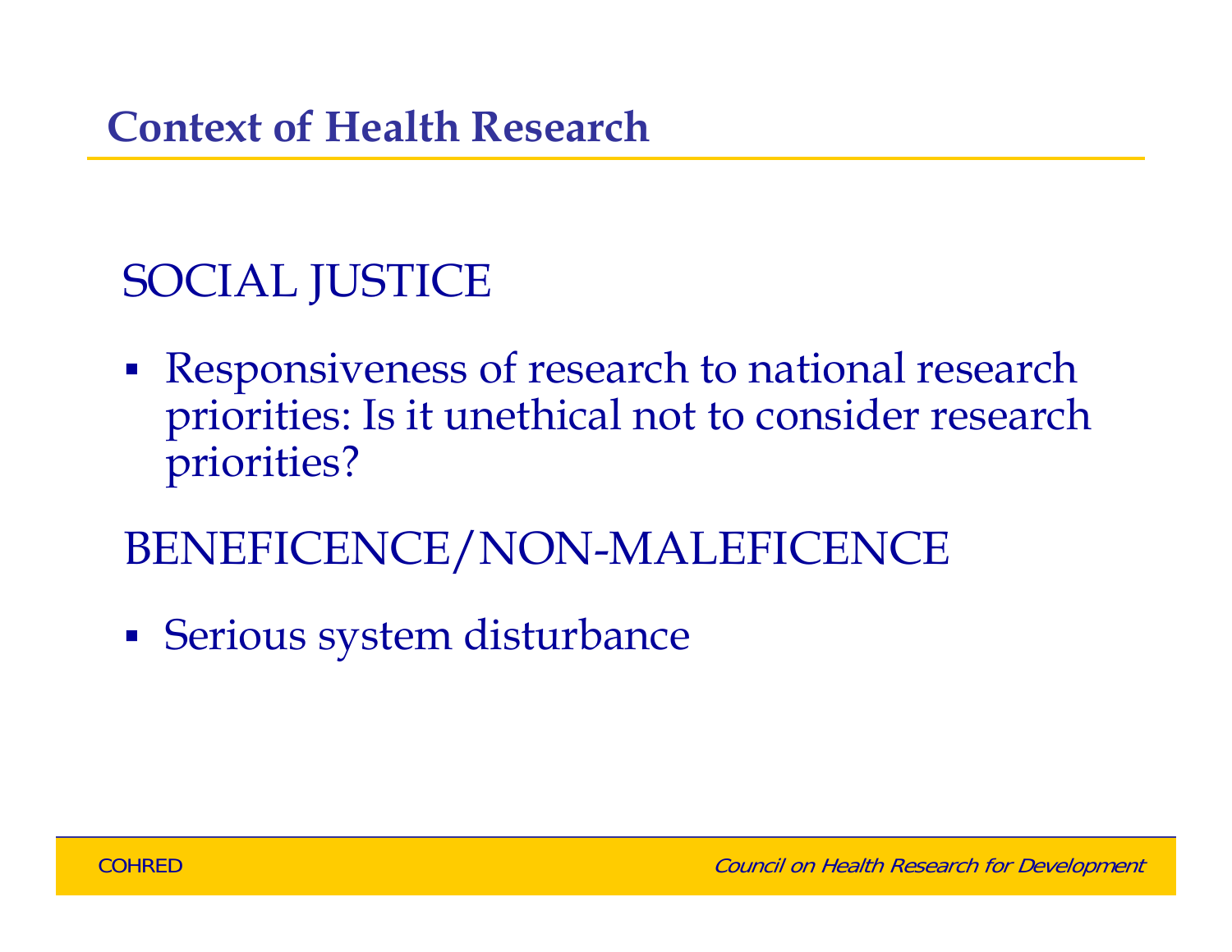# Context of Health Research

## SOCIAL JUSTICE

- Responsiveness of research to national research priorities: Is it unethical not to consider research priorities?

## BENEFICENCE/NON-MALEFICENCE

- Serious system disturbance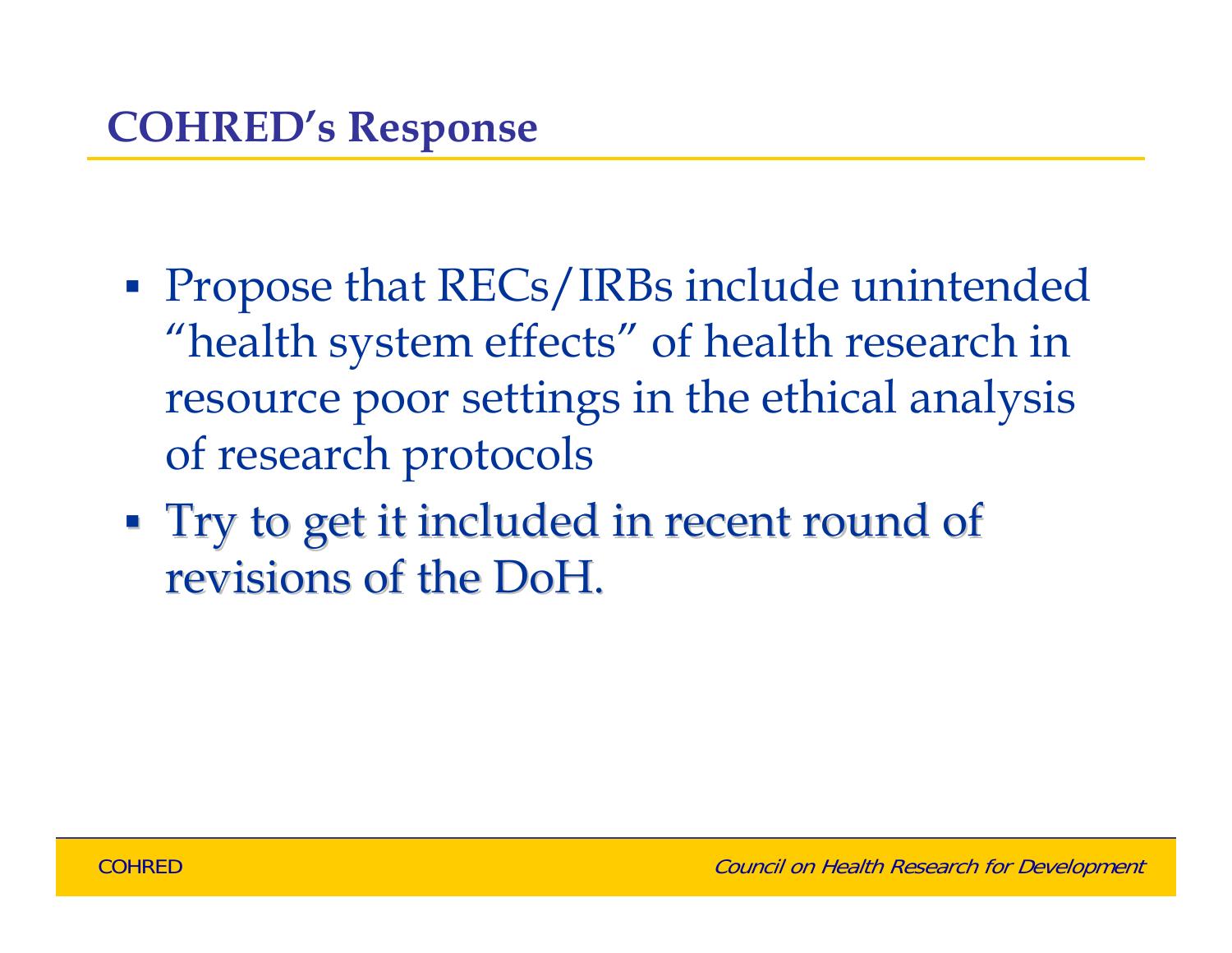## COHRED's Response

- Propose that RECs/IRBs include unintended "health system effects" of health research in resource poor settings in the ethical analysis of research protocols
- Try to get it included in recent round of revisions of the DoH.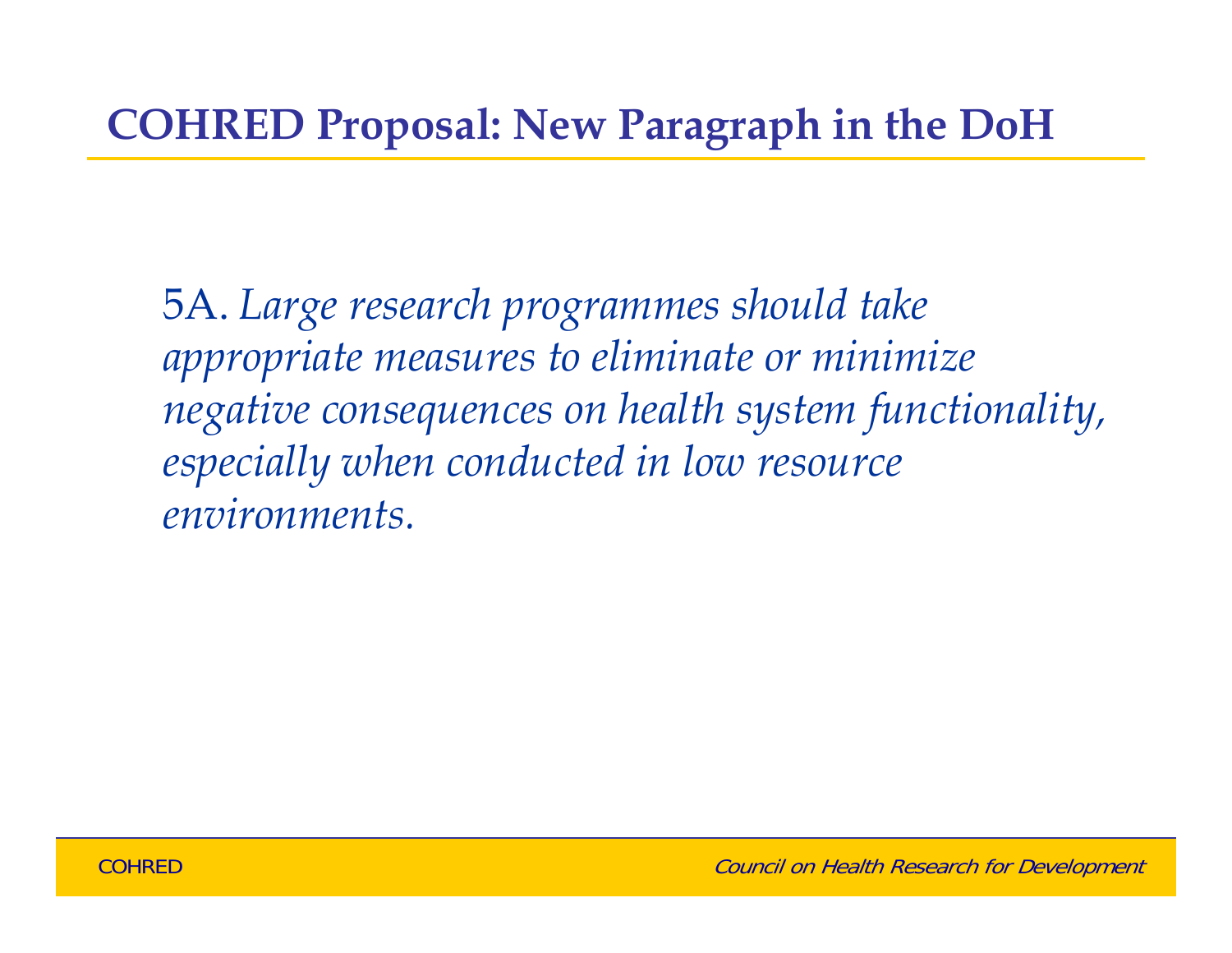# COHRED Proposal: New Paragraph in the DoH

5A. *Large research programmes should take appropriate measures to eliminate or minimize negative consequences on health system functionality, especially when conducted in low resource environments.*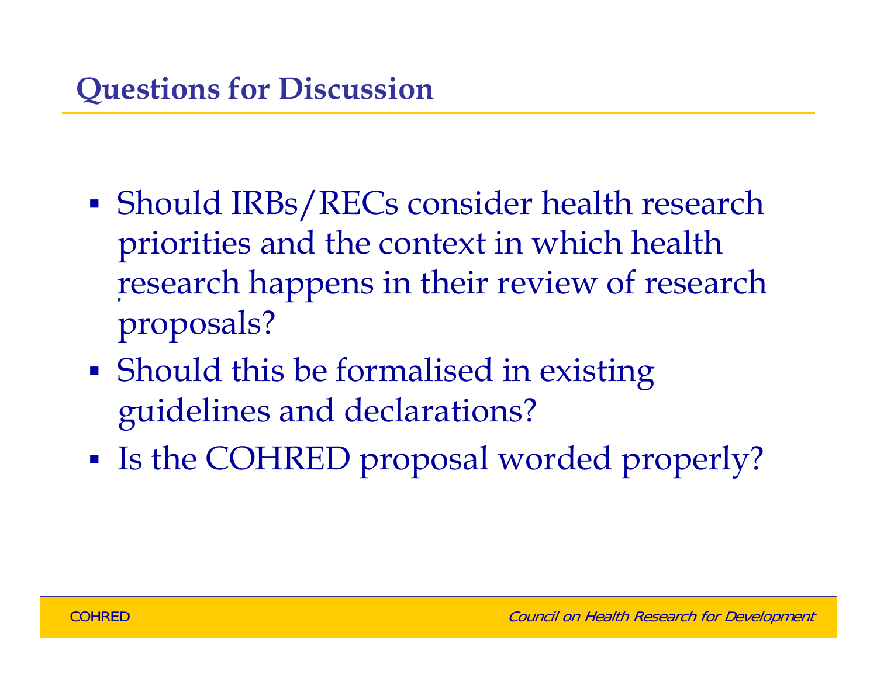## Questions for Discussion

- Should IRBs/RECs consider health research priorities and the context in which health research happens in their review of research proposals?
- Should this be formalised in existing guidelines and declarations?
- Is the COHRED proposal worded properly?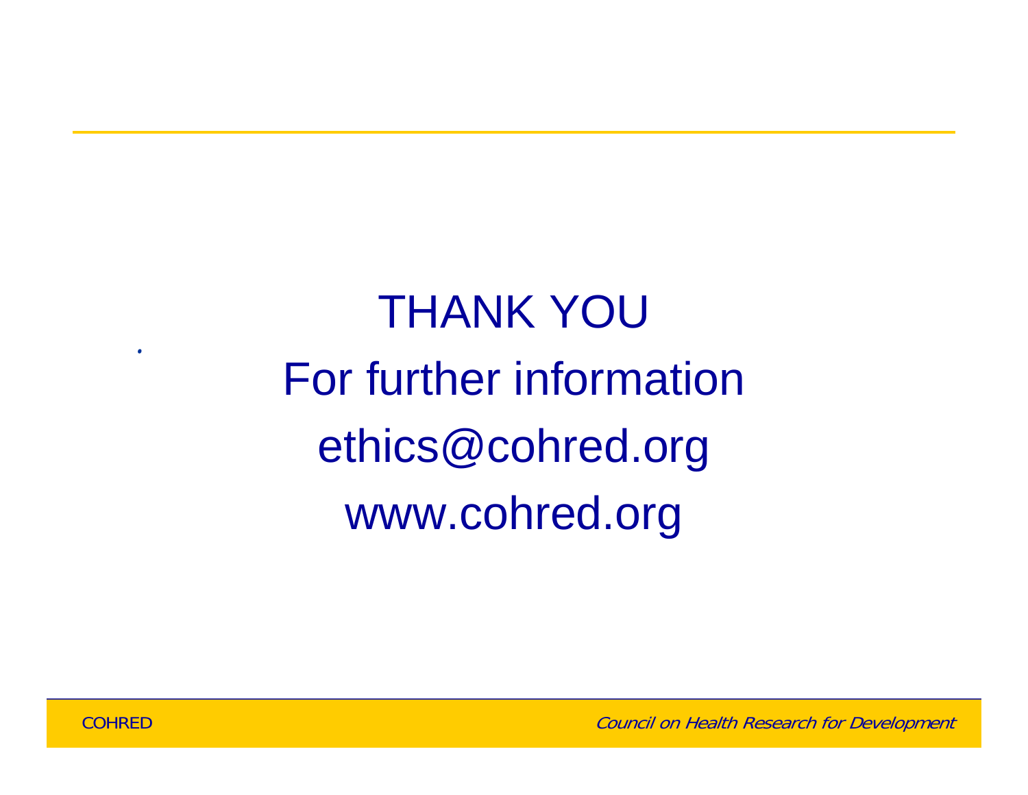THANK YOU

For further information

ethics@cohred.org

www.cohred.org